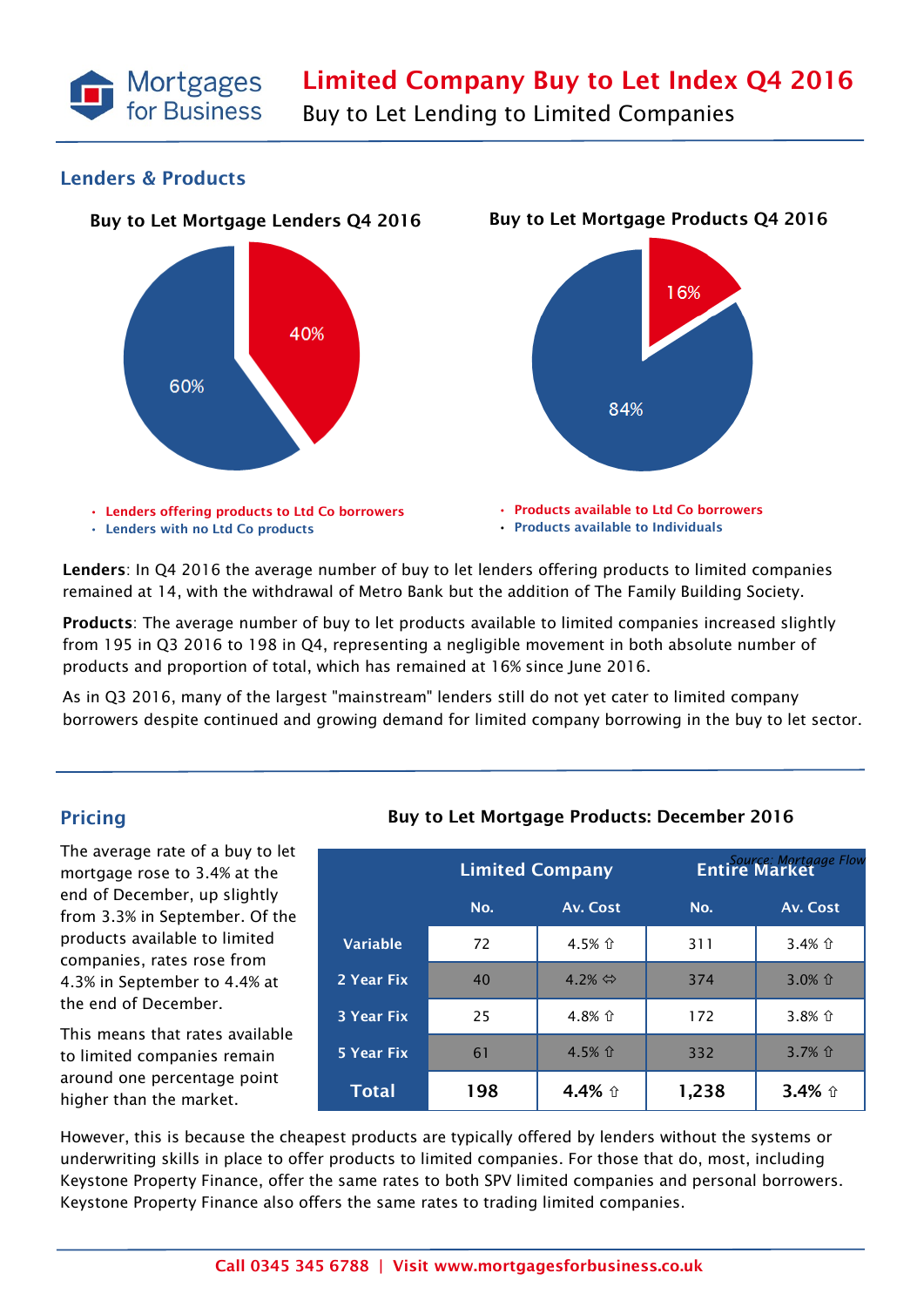Mortgages for Business

# Limited Company Buy to Let Index Q4 2016

Buy to Let Lending to Limited Companies

## Lenders & Products

**Buy to Let Mortgage Lenders Q4 2016**

- 40%
- 60%

- Lenders offering products to Ltd Co borrowers
- Lenders with no Ltd Co products

**Buy to Let Mortgage Products Q4 2016**

- 16%
- 84%

- Products available to Ltd Co borrowers
- Products available to Individuals

**Lenders**: In Q4 2016 the average number of buy to let lenders offering products to limited companies remained at 14, with the withdrawal of Metro Bank but the addition of The Family Building Society.

**Products**: The average number of buy to let products available to limited companies increased slightly from 195 in Q3 2016 to 198 in Q4, representing a negligible movement in both absolute number of products and proportion of total, which has remained at 16% since June 2016.

As in Q3 2016, many of the largest "mainstream" lenders still do not yet cater to limited company borrowers despite continued and growing demand for limited company borrowing in the buy to let sector.

## Pricing

The average rate of a buy to let mortgage rose to 3.4% at the end of December, up slightly from 3.3% in September. Of the products available to limited companies, rates rose from 4.3% in September to 4.4% at the end of December.

This means that rates available to limited companies remain around one percentage point higher than the market.

**Buy to Let Mortgage Products: December 2016**

*Source: Mortgage Flow*

| | Limited Company | | Entire Market | |
|---|---|---|---|---|
| | No. | Av. Cost | No. | Av. Cost |
| Variable | 72 | 4.5% ⇧ | 311 | 3.4% ⇧ |
| 2 Year Fix | 40 | 4.2% ⇔ | 374 | 3.0% ⇧ |
| 3 Year Fix | 25 | 4.8% ⇧ | 172 | 3.8% ⇧ |
| 5 Year Fix | 61 | 4.5% ⇧ | 332 | 3.7% ⇧ |
| **Total** | **198** | **4.4%** ⇧ | **1,238** | **3.4%** ⇧ |

However, this is because the cheapest products are typically offered by lenders without the systems or underwriting skills in place to offer products to limited companies. For those that do, most, including Keystone Property Finance, offer the same rates to both SPV limited companies and personal borrowers. Keystone Property Finance also offers the same rates to trading limited companies.

Call 0345 345 6788 | Visit www.mortgagesforbusiness.co.uk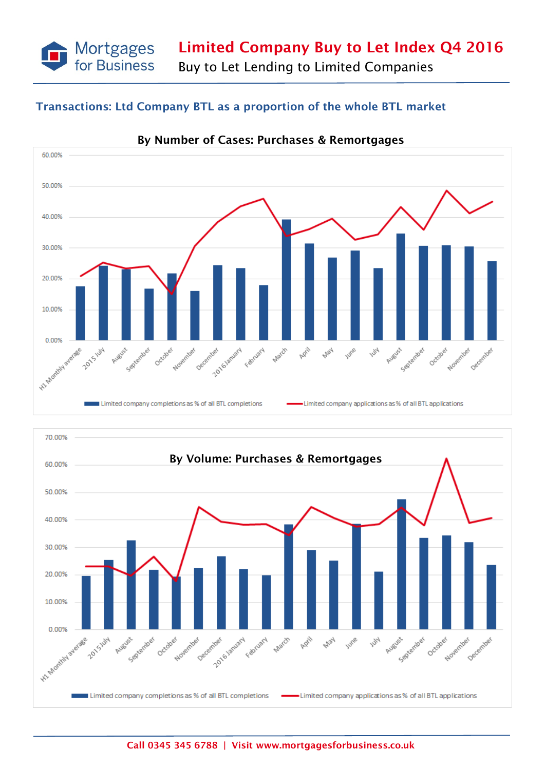# Limited Company Buy to Let Index Q4 2016

Buy to Let Lending to Limited Companies

## Transactions: Ltd Company BTL as a proportion of the whole BTL market

### By Number of Cases: Purchases & Remortgages

60.00%
50.00%
40.00%
30.00%
20.00%
10.00%
0.00%

H1 Monthly average, 2015 July, August, September, October, November, December, 2016 January, February, March, April, May, June, July, August, September, October, November, December

Limited company completions as % of all BTL completions — Limited company applications as % of all BTL applications

### By Volume: Purchases & Remortgages

70.00%
60.00%
50.00%
40.00%
30.00%
20.00%
10.00%
0.00%

H1 Monthly average, 2015 July, August, September, October, November, December, 2016 January, February, March, April, May, June, July, August, September, October, November, December

Limited company completions as % of all BTL completions — Limited company applications as % of all BTL applications

Call 0345 345 6788 | Visit www.mortgagesforbusiness.co.uk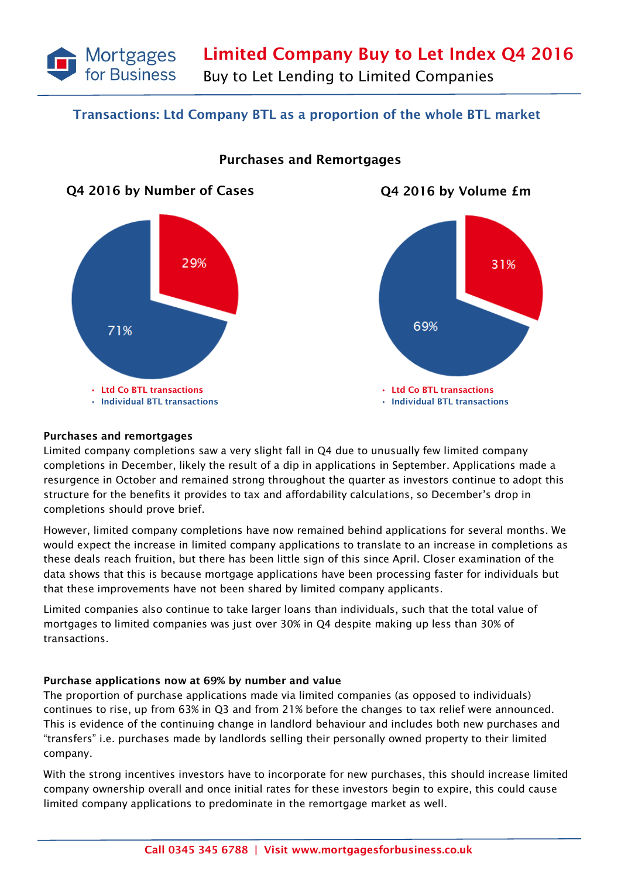# Limited Company Buy to Let Index Q4 2016

Buy to Let Lending to Limited Companies

## Transactions: Ltd Company BTL as a proportion of the whole BTL market

### Purchases and Remortgages

**Q4 2016 by Number of Cases**

- Ltd Co BTL transactions: 29%
- Individual BTL transactions: 71%

**Q4 2016 by Volume £m**

- Ltd Co BTL transactions: 31%
- Individual BTL transactions: 69%

**Purchases and remortgages**

Limited company completions saw a very slight fall in Q4 due to unusually few limited company completions in December, likely the result of a dip in applications in September. Applications made a resurgence in October and remained strong throughout the quarter as investors continue to adopt this structure for the benefits it provides to tax and affordability calculations, so December's drop in completions should prove brief.

However, limited company completions have now remained behind applications for several months. We would expect the increase in limited company applications to translate to an increase in completions as these deals reach fruition, but there has been little sign of this since April. Closer examination of the data shows that this is because mortgage applications have been processing faster for individuals but that these improvements have not been shared by limited company applicants.

Limited companies also continue to take larger loans than individuals, such that the total value of mortgages to limited companies was just over 30% in Q4 despite making up less than 30% of transactions.

**Purchase applications now at 69% by number and value**

The proportion of purchase applications made via limited companies (as opposed to individuals) continues to rise, up from 63% in Q3 and from 21% before the changes to tax relief were announced. This is evidence of the continuing change in landlord behaviour and includes both new purchases and "transfers" i.e. purchases made by landlords selling their personally owned property to their limited company.

With the strong incentives investors have to incorporate for new purchases, this should increase limited company ownership overall and once initial rates for these investors begin to expire, this could cause limited company applications to predominate in the remortgage market as well.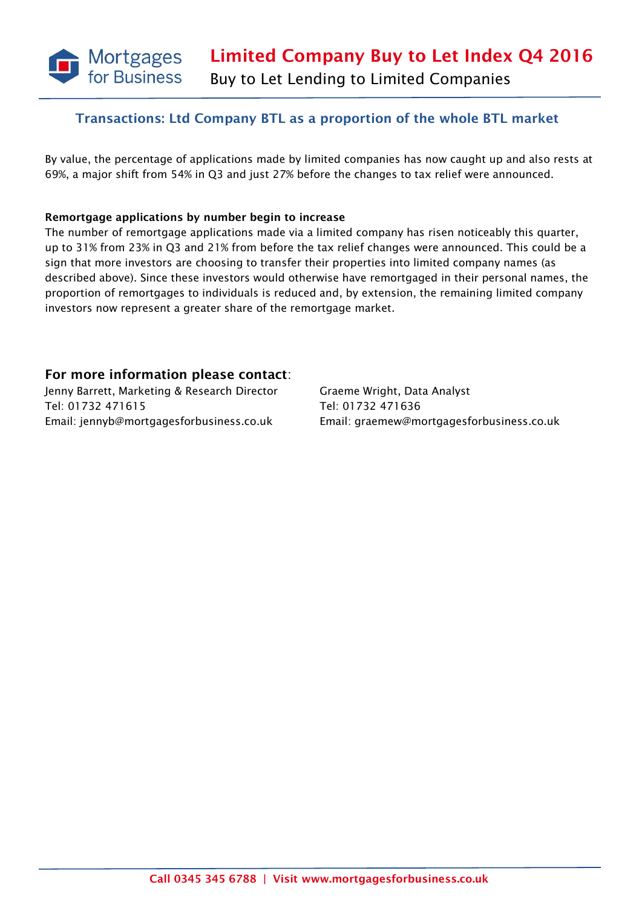## Transactions: Ltd Company BTL as a proportion of the whole BTL market

By value, the percentage of applications made by limited companies has now caught up and also rests at 69%, a major shift from 54% in Q3 and just 27% before the changes to tax relief were announced.

**Remortgage applications by number begin to increase**

The number of remortgage applications made via a limited company has risen noticeably this quarter, up to 31% from 23% in Q3 and 21% from before the tax relief changes were announced. This could be a sign that more investors are choosing to transfer their properties into limited company names (as described above). Since these investors would otherwise have remortgaged in their personal names, the proportion of remortgages to individuals is reduced and, by extension, the remaining limited company investors now represent a greater share of the remortgage market.

### For more information please contact:

Jenny Barrett, Marketing & Research Director
Tel: 01732 471615
Email: jennyb@mortgagesforbusiness.co.uk

Graeme Wright, Data Analyst
Tel: 01732 471636
Email: graemew@mortgagesforbusiness.co.uk